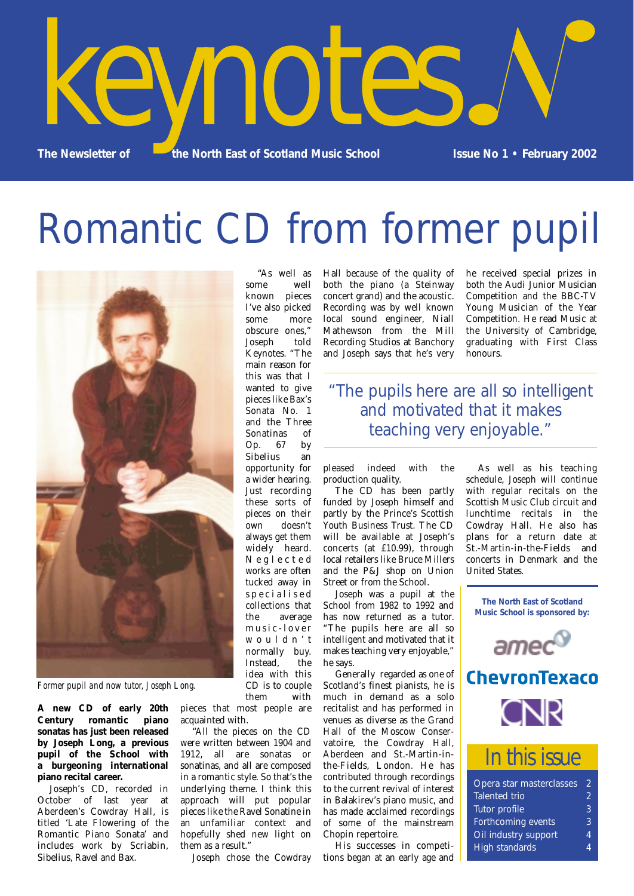# keynotes

**The Newsletter of the North East of Scotland Music School** **Issue No 1 • February 2002**

# Romantic CD from former pupil

*Former pupil and now tutor, Joseph Long.*

**A new CD of early 20th Century romantic piano sonatas has just been released by Joseph Long, a previous pupil of the School with a burgeoning international piano recital career.**

Joseph's CD, recorded in October of last year at Aberdeen's Cowdray Hall, is titled 'Late Flowering of the Romantic Piano Sonata' and includes work by Scriabin, Sibelius, Ravel and Bax.

"As well as some well known pieces I've also picked some more obscure ones," Joseph told Keynotes. "The main reason for this was that I wanted to give pieces like Bax's Sonata No. 1 and the Three Sonatinas of Op. 67 by Sibelius an opportunity for a wider hearing. Just recording these sorts of pieces on their own doesn't always get them widely heard. Neglected works are often tucked away in specialised collections that the average music-lover wouldn't normally buy. Instead, the idea with this CD is to couple them with pieces that most people are acquainted with.

"All the pieces on the CD were written between 1904 and 1912, all are sonatas or sonatinas, and all are composed in a romantic style. So that's the underlying theme. I think this approach will put popular pieces like the Ravel Sonatine in an unfamiliar context and hopefully shed new light on them as a result."

Joseph chose the Cowdray Hall because of the quality of both the piano (a Steinway concert grand) and the acoustic. Recording was by well known local sound engineer, Niall Mathewson from the Mill Recording Studios at Banchory and Joseph says that he's very pleased indeed with the production quality.

The CD has been partly funded by Joseph himself and partly by the Prince's Scottish Youth Business Trust. The CD will be available at Joseph's concerts (at £10.99), through local retailers like Bruce Millers and the P&J shop on Union Street or from the School.

Joseph was a pupil at the School from 1982 to 1992 and has now returned as a tutor. "The pupils here are all so intelligent and motivated that it makes teaching very enjoyable," he says.

Generally regarded as one of Scotland's finest pianists, he is much in demand as a solo recitalist and has performed in venues as diverse as the Grand Hall of the Moscow Conservatoire, the Cowdray Hall, Aberdeen and St.-Martin-in-the-Fields, London. He has contributed through recordings to the current revival of interest in Balakirev's piano music, and has made acclaimed recordings of some of the mainstream Chopin repertoire.

His successes in competitions began at an early age and he received special prizes in both the Audi Junior Musician Competition and the BBC-TV Young Musician of the Year Competition. He read Music at the University of Cambridge, graduating with First Class honours.

> "The pupils here are all so intelligent and motivated that it makes teaching very enjoyable."

As well as his teaching schedule, Joseph will continue with regular recitals on the Scottish Music Club circuit and lunchtime recitals in the Cowdray Hall. He also has plans for a return date at St.-Martin-in-the-Fields and concerts in Denmark and the United States.

**The North East of Scotland Music School is sponsored by:**

amec

ChevronTexaco

CNR

## In this issue

| | |
|---|---|
| Opera star masterclasses | 2 |
| Talented trio | 2 |
| Tutor profile | 3 |
| Forthcoming events | 3 |
| Oil industry support | 4 |
| High standards | 4 |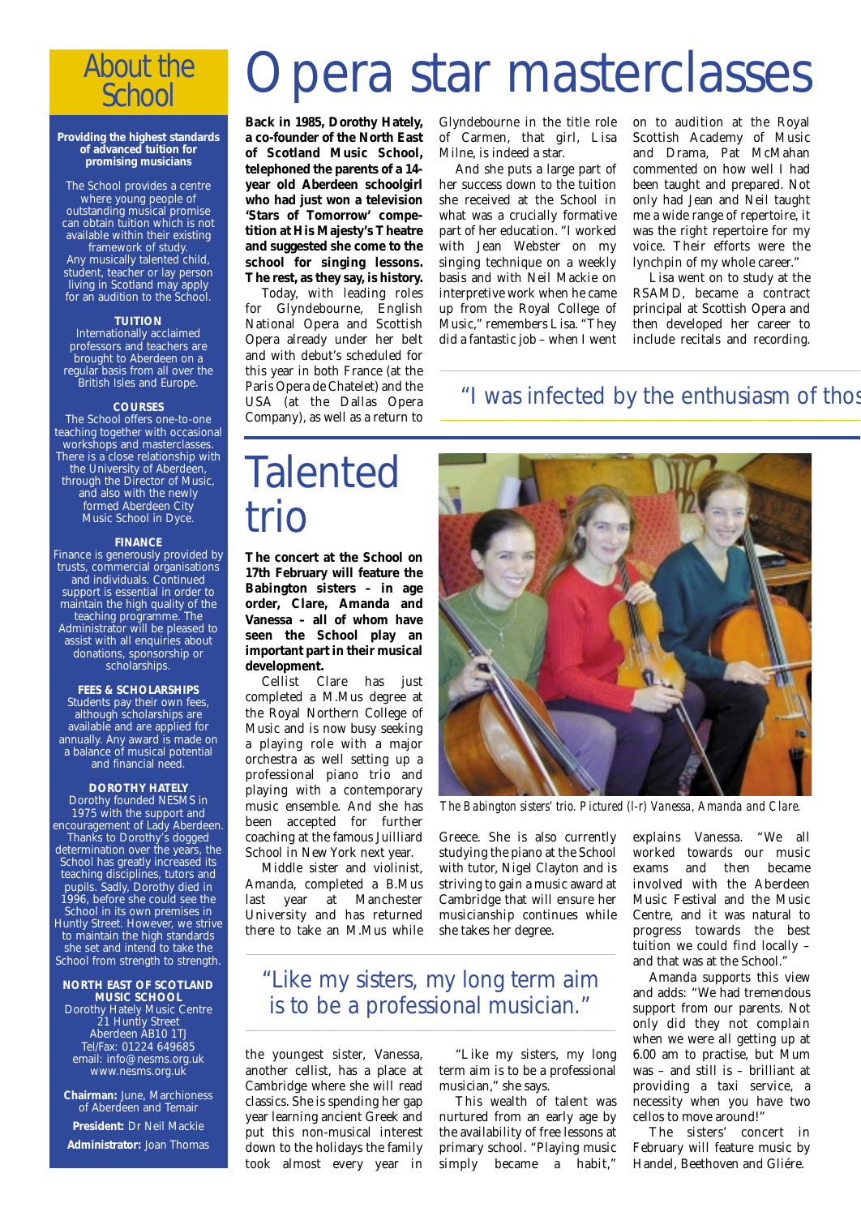# About the School

**Providing the highest standards of advanced tuition for promising musicians**

The School provides a centre where young people of outstanding musical promise can obtain tuition which is not available within their existing framework of study. Any musically talented child, student, teacher or lay person living in Scotland may apply for an audition to the School.

**TUITION**

Internationally acclaimed professors and teachers are brought to Aberdeen on a regular basis from all over the British Isles and Europe.

**COURSES**

The School offers one-to-one teaching together with occasional workshops and masterclasses. There is a close relationship with the University of Aberdeen, through the Director of Music, and also with the newly formed Aberdeen City Music School in Dyce.

**FINANCE**

Finance is generously provided by trusts, commercial organisations and individuals. Continued support is essential in order to maintain the high quality of the teaching programme. The Administrator will be pleased to assist with all enquiries about donations, sponsorship or scholarships.

**FEES & SCHOLARSHIPS**

Students pay their own fees, although scholarships are available and are applied for annually. Any award is made on a balance of musical potential and financial need.

**DOROTHY HATELY**

Dorothy founded NESMS in 1975 with the support and encouragement of Lady Aberdeen. Thanks to Dorothy's dogged determination over the years, the School has greatly increased its teaching disciplines, tutors and pupils. Sadly, Dorothy died in 1996, before she could see the School in its own premises in Huntly Street. However, we strive to maintain the high standards she set and intend to take the School from strength to strength.

**NORTH EAST OF SCOTLAND MUSIC SCHOOL**
Dorothy Hately Music Centre
21 Huntly Street
Aberdeen AB10 1TJ
Tel/Fax: 01224 649685
email: info@nesms.org.uk
www.nesms.org.uk

**Chairman:** June, Marchioness of Aberdeen and Temair

**President:** Dr Neil Mackie

**Administrator:** Joan Thomas

# Opera star masterclasses

**Back in 1985, Dorothy Hately, a co-founder of the North East of Scotland Music School, telephoned the parents of a 14-year old Aberdeen schoolgirl who had just won a television 'Stars of Tomorrow' competition at His Majesty's Theatre and suggested she come to the school for singing lessons. The rest, as they say, is history.**

Today, with leading roles for Glyndebourne, English National Opera and Scottish Opera already under her belt and with debut's scheduled for this year in both France (at the Paris Opera de Chatelet) and the USA (at the Dallas Opera Company), as well as a return to Glyndebourne in the title role of Carmen, that girl, Lisa Milne, is indeed a star.

And she puts a large part of her success down to the tuition she received at the School in what was a crucially formative part of her education. "I worked with Jean Webster on my singing technique on a weekly basis and with Neil Mackie on interpretive work when he came up from the Royal College of Music," remembers Lisa. "They did a fantastic job – when I went on to audition at the Royal Scottish Academy of Music and Drama, Pat McMahan commented on how well I had been taught and prepared. Not only had Jean and Neil taught me a wide range of repertoire, it was the right repertoire for my voice. Their efforts were the lynchpin of my whole career."

Lisa went on to study at the RSAMD, became a contract principal at Scottish Opera and then developed her career to include recitals and recording.

"I was infected by the enthusiasm of thos

# Talented trio

**The concert at the School on 17th February will feature the Babington sisters – in age order, Clare, Amanda and Vanessa – all of whom have seen the School play an important part in their musical development.**

Cellist Clare has just completed a M.Mus degree at the Royal Northern College of Music and is now busy seeking a playing role with a major orchestra as well setting up a professional piano trio and playing with a contemporary music ensemble. And she has been accepted for further coaching at the famous Juilliard School in New York next year.

Middle sister and violinist, Amanda, completed a B.Mus last year at Manchester University and has returned there to take an M.Mus while the youngest sister, Vanessa, another cellist, has a place at Cambridge where she will read classics. She is spending her gap year learning ancient Greek and put this non-musical interest down to the holidays the family took almost every year in Greece. She is also currently studying the piano at the School with tutor, Nigel Clayton and is striving to gain a music award at Cambridge that will ensure her musicianship continues while she takes her degree.

*The Babington sisters' trio. Pictured (l-r) Vanessa, Amanda and Clare.*

"Like my sisters, my long term aim is to be a professional musician."

"Like my sisters, my long term aim is to be a professional musician," she says.

This wealth of talent was nurtured from an early age by the availability of free lessons at primary school. "Playing music simply became a habit," explains Vanessa. "We all worked towards our music exams and then became involved with the Aberdeen Music Festival and the Music Centre, and it was natural to progress towards the best tuition we could find locally – and that was at the School."

Amanda supports this view and adds: "We had tremendous support from our parents. Not only did they not complain when we were all getting up at 6.00 am to practise, but Mum was – and still is – brilliant at providing a taxi service, a necessity when you have two cellos to move around!"

The sisters' concert in February will feature music by Handel, Beethoven and Gliére.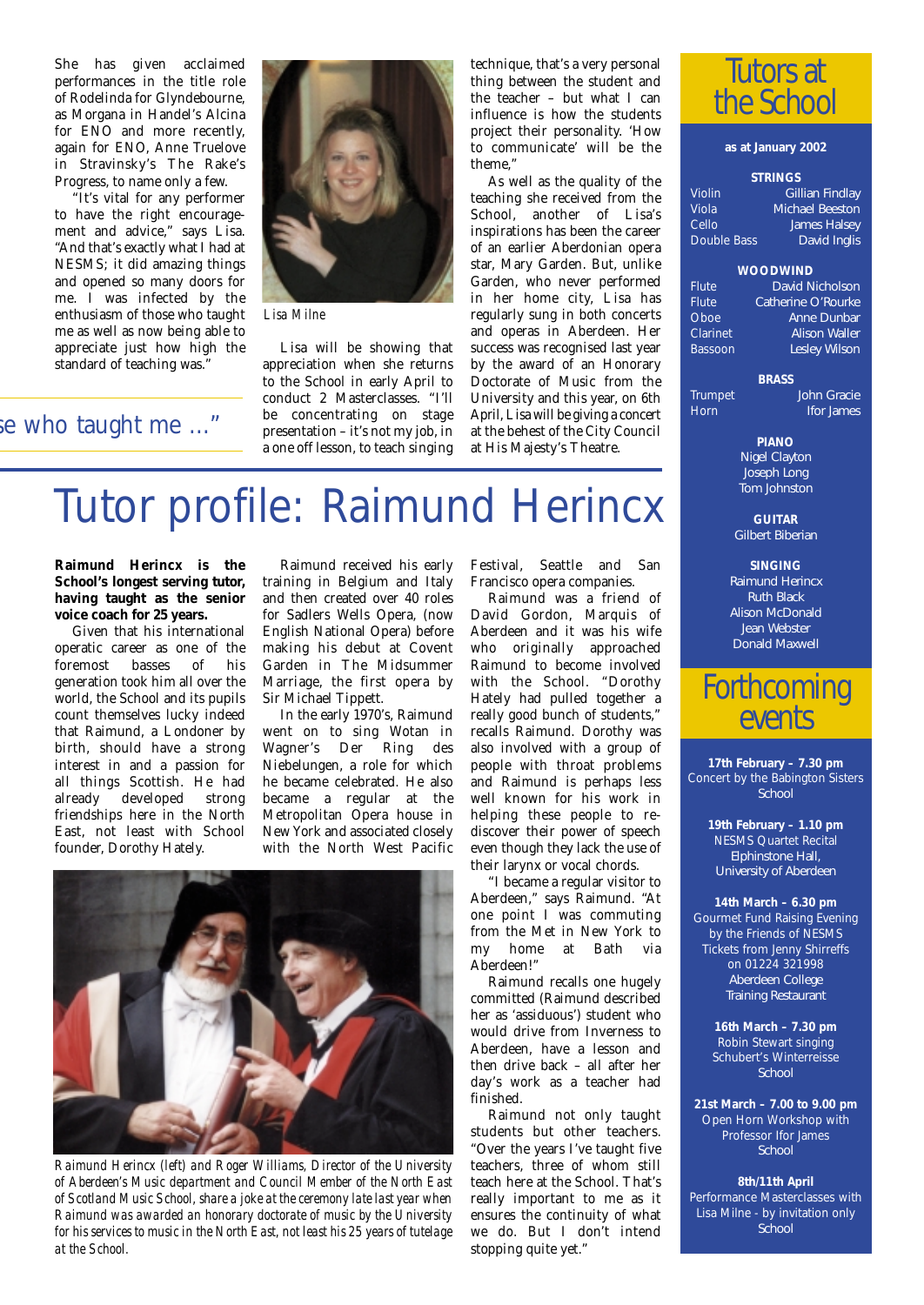She has given acclaimed performances in the title role of Rodelinda for Glyndebourne, as Morgana in Handel's Alcina for ENO and more recently, again for ENO, Anne Truelove in Stravinsky's The Rake's Progress, to name only a few.

"It's vital for any performer to have the right encouragement and advice," says Lisa. "And that's exactly what I had at NESMS; it did amazing things and opened so many doors for me. I was infected by the enthusiasm of those who taught me as well as now being able to appreciate just how high the standard of teaching was."

## ...se who taught me ..."

*Lisa Milne*

Lisa will be showing that appreciation when she returns to the School in early April to conduct 2 Masterclasses. "I'll be concentrating on stage presentation – it's not my job, in a one off lesson, to teach singing technique, that's a very personal thing between the student and the teacher – but what I can influence is how the students project their personality. 'How to communicate' will be the theme,"

As well as the quality of the teaching she received from the School, another of Lisa's inspirations has been the career of an earlier Aberdonian opera star, Mary Garden. But, unlike Garden, who never performed in her home city, Lisa has regularly sung in both concerts and operas in Aberdeen. Her success was recognised last year by the award of an Honorary Doctorate of Music from the University and this year, on 6th April, Lisa will be giving a concert at the behest of the City Council at His Majesty's Theatre.

# Tutor profile: Raimund Herincx

**Raimund Herincx is the School's longest serving tutor, having taught as the senior voice coach for 25 years.**

Given that his international operatic career as one of the foremost basses of his generation took him all over the world, the School and its pupils count themselves lucky indeed that Raimund, a Londoner by birth, should have a strong interest in and a passion for all things Scottish. He had already developed strong friendships here in the North East, not least with School founder, Dorothy Hately.

Raimund received his early training in Belgium and Italy and then created over 40 roles for Sadlers Wells Opera, (now English National Opera) before making his debut at Covent Garden in The Midsummer Marriage, the first opera by Sir Michael Tippett.

In the early 1970's, Raimund went on to sing Wotan in Wagner's Der Ring des Niebelungen, a role for which he became celebrated. He also became a regular at the Metropolitan Opera house in New York and associated closely with the North West Pacific Festival, Seattle and San Francisco opera companies.

Raimund was a friend of David Gordon, Marquis of Aberdeen and it was his wife who originally approached Raimund to become involved with the School. "Dorothy Hately had pulled together a really good bunch of students," recalls Raimund. Dorothy was also involved with a group of people with throat problems and Raimund is perhaps less well known for his work in helping these people to re-discover their power of speech even though they lack the use of their larynx or vocal chords.

"I became a regular visitor to Aberdeen," says Raimund. "At one point I was commuting from the Met in New York to my home at Bath via Aberdeen!"

Raimund recalls one hugely committed (Raimund described her as 'assiduous') student who would drive from Inverness to Aberdeen, have a lesson and then drive back – all after her day's work as a teacher had finished.

Raimund not only taught students but other teachers. "Over the years I've taught five teachers, three of whom still teach here at the School. That's really important to me as it ensures the continuity of what we do. But I don't intend stopping quite yet."

*Raimund Herincx (left) and Roger Williams, Director of the University of Aberdeen's Music department and Council Member of the North East of Scotland Music School, share a joke at the ceremony late last year when Raimund was awarded an honorary doctorate of music by the University for his services to music in the North East, not least his 25 years of tutelage at the School.*

## Tutors at the School

**as at January 2002**

**STRINGS**

| | |
|---|---|
| Violin | Gillian Findlay |
| Viola | Michael Beeston |
| Cello | James Halsey |
| Double Bass | David Inglis |

**WOODWIND**

| | |
|---|---|
| Flute | David Nicholson |
| Flute | Catherine O'Rourke |
| Oboe | Anne Dunbar |
| Clarinet | Alison Waller |
| Bassoon | Lesley Wilson |

**BRASS**

| | |
|---|---|
| Trumpet | John Gracie |
| Horn | Ifor James |

**PIANO**
Nigel Clayton
Joseph Long
Tom Johnston

**GUITAR**
Gilbert Biberian

**SINGING**
Raimund Herincx
Ruth Black
Alison McDonald
Jean Webster
Donald Maxwell

## Forthcoming events

**17th February – 7.30 pm**
Concert by the Babington Sisters
School

**19th February – 1.10 pm**
NESMS Quartet Recital
Elphinstone Hall,
University of Aberdeen

**14th March – 6.30 pm**
Gourmet Fund Raising Evening by the Friends of NESMS
Tickets from Jenny Shirreffs on 01224 321998
Aberdeen College Training Restaurant

**16th March – 7.30 pm**
Robin Stewart singing Schubert's Winterreisse
School

**21st March – 7.00 to 9.00 pm**
Open Horn Workshop with Professor Ifor James
School

**8th/11th April**
Performance Masterclasses with Lisa Milne - by invitation only
School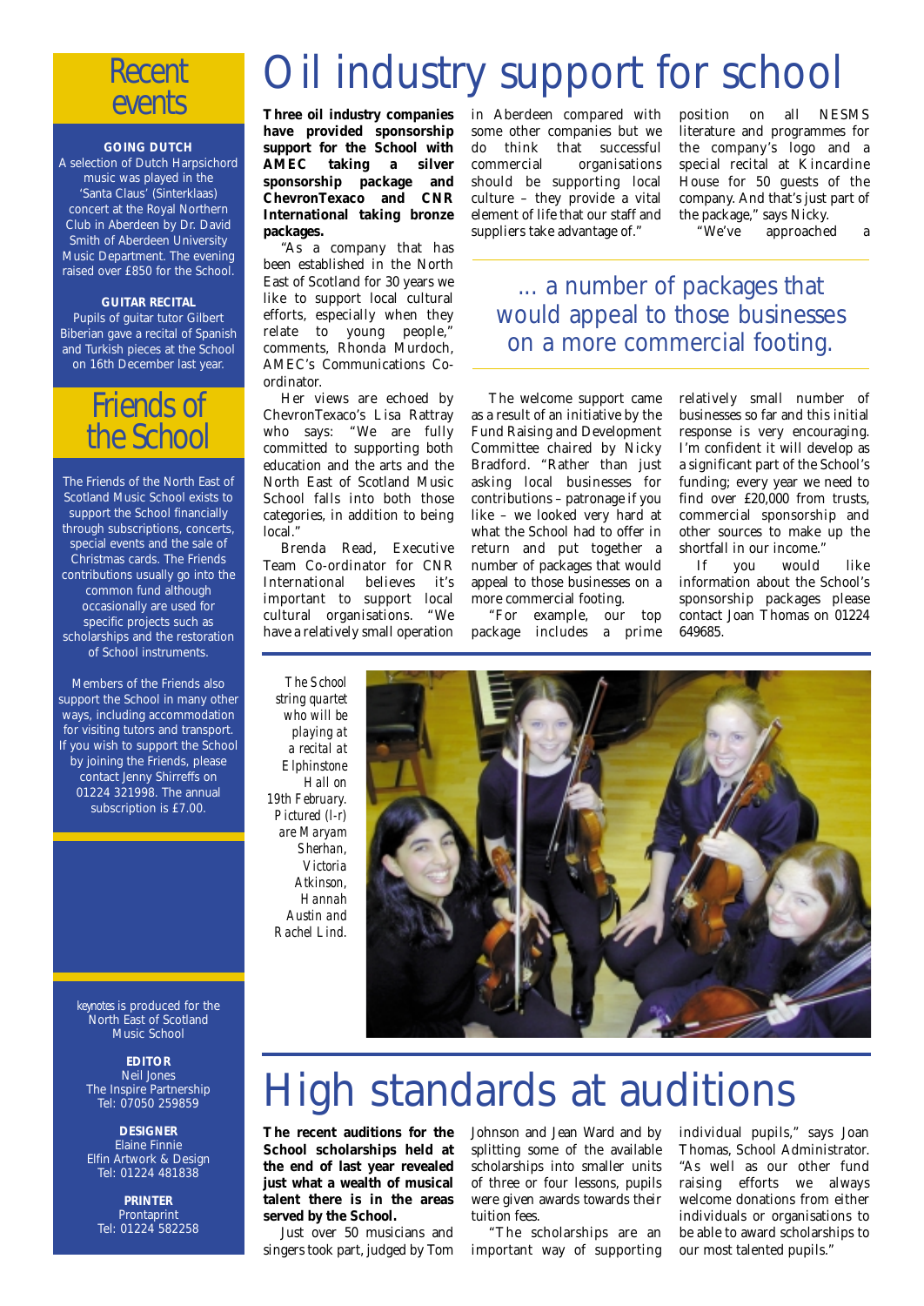## Recent events

**GOING DUTCH**

A selection of Dutch Harpsichord music was played in the 'Santa Claus' (Sinterklaas) concert at the Royal Northern Club in Aberdeen by Dr. David Smith of Aberdeen University Music Department. The evening raised over £850 for the School.

**GUITAR RECITAL**

Pupils of guitar tutor Gilbert Biberian gave a recital of Spanish and Turkish pieces at the School on 16th December last year.

## Friends of the School

The Friends of the North East of Scotland Music School exists to support the School financially through subscriptions, concerts, special events and the sale of Christmas cards. The Friends contributions usually go into the common fund although occasionally are used for specific projects such as scholarships and the restoration of School instruments.

Members of the Friends also support the School in many other ways, including accommodation for visiting tutors and transport. If you wish to support the School by joining the Friends, please contact Jenny Shirreffs on 01224 321998. The annual subscription is £7.00.

*keynotes* is produced for the North East of Scotland Music School

**EDITOR**
Neil Jones
The Inspire Partnership
Tel: 07050 259859

**DESIGNER**
Elaine Finnie
Elfin Artwork & Design
Tel: 01224 481838

**PRINTER**
Prontaprint
Tel: 01224 582258

# Oil industry support for school

**Three oil industry companies have provided sponsorship support for the School with AMEC taking a silver sponsorship package and ChevronTexaco and CNR International taking bronze packages.**

"As a company that has been established in the North East of Scotland for 30 years we like to support local cultural efforts, especially when they relate to young people," comments, Rhonda Murdoch, AMEC's Communications Co-ordinator.

Her views are echoed by ChevronTexaco's Lisa Rattray who says: "We are fully committed to supporting both education and the arts and the North East of Scotland Music School falls into both those categories, in addition to being local."

Brenda Read, Executive Team Co-ordinator for CNR International believes it's important to support local cultural organisations. "We have a relatively small operation in Aberdeen compared with some other companies but we do think that successful commercial organisations should be supporting local culture – they provide a vital element of life that our staff and suppliers take advantage of."

> ... a number of packages that would appeal to those businesses on a more commercial footing.

The welcome support came as a result of an initiative by the Fund Raising and Development Committee chaired by Nicky Bradford. "Rather than just asking local businesses for contributions – patronage if you like – we looked very hard at what the School had to offer in return and put together a number of packages that would appeal to those businesses on a more commercial footing.

"For example, our top package includes a prime position on all NESMS literature and programmes for the company's logo and a special recital at Kincardine House for 50 guests of the company. And that's just part of the package," says Nicky.

"We've approached a relatively small number of businesses so far and this initial response is very encouraging. I'm confident it will develop as a significant part of the School's funding; every year we need to find over £20,000 from trusts, commercial sponsorship and other sources to make up the shortfall in our income."

If you would like information about the School's sponsorship packages please contact Joan Thomas on 01224 649685.

*The School string quartet who will be playing at a recital at Elphinstone Hall on 19th February. Pictured (l-r) are Maryam Sherhan, Victoria Atkinson, Hannah Austin and Rachel Lind.*

# High standards at auditions

**The recent auditions for the School scholarships held at the end of last year revealed just what a wealth of musical talent there is in the areas served by the School.**

Just over 50 musicians and singers took part, judged by Tom Johnson and Jean Ward and by splitting some of the available scholarships into smaller units of three or four lessons, pupils were given awards towards their tuition fees.

"The scholarships are an important way of supporting individual pupils," says Joan Thomas, School Administrator. "As well as our other fund raising efforts we always welcome donations from either individuals or organisations to be able to award scholarships to our most talented pupils."